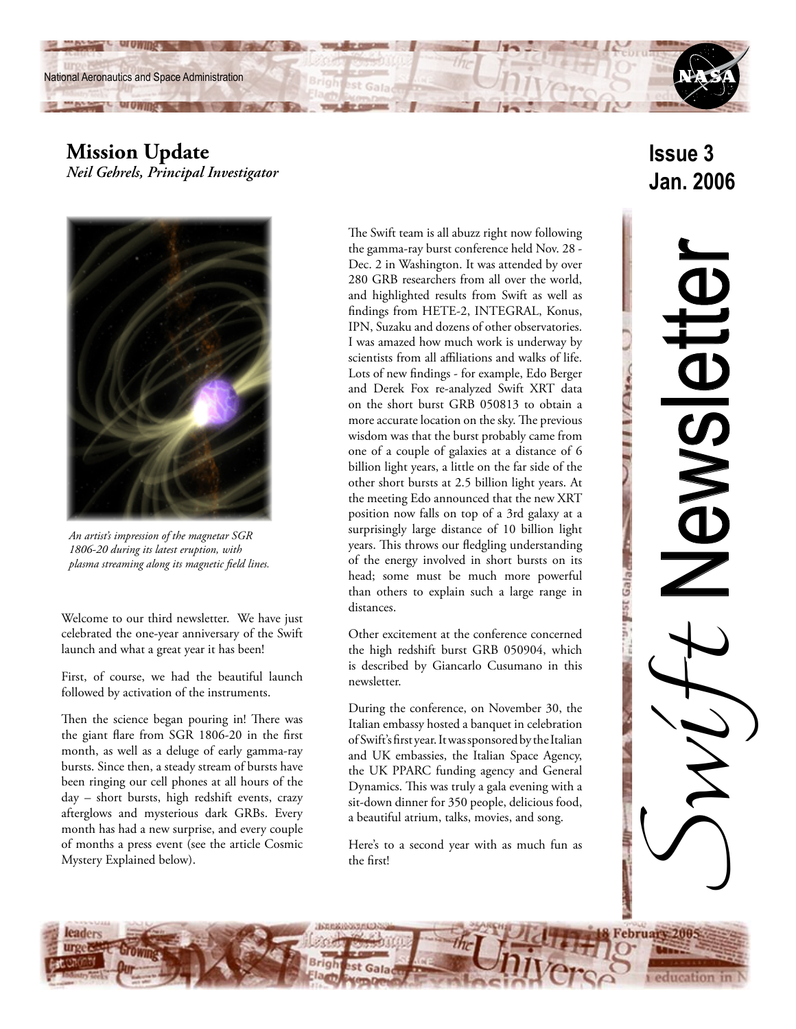# Swift Newsletter

**Issue 3**
**Jan. 2006**

## Mission Update

*Neil Gehrels, Principal Investigator*

*An artist's impression of the magnetar SGR 1806-20 during its latest eruption, with plasma streaming along its magnetic field lines.*

Welcome to our third newsletter. We have just celebrated the one-year anniversary of the Swift launch and what a great year it has been!

First, of course, we had the beautiful launch followed by activation of the instruments.

Then the science began pouring in! There was the giant flare from SGR 1806-20 in the first month, as well as a deluge of early gamma-ray bursts. Since then, a steady stream of bursts have been ringing our cell phones at all hours of the day – short bursts, high redshift events, crazy afterglows and mysterious dark GRBs. Every month has had a new surprise, and every couple of months a press event (see the article Cosmic Mystery Explained below).

The Swift team is all abuzz right now following the gamma-ray burst conference held Nov. 28 - Dec. 2 in Washington. It was attended by over 280 GRB researchers from all over the world, and highlighted results from Swift as well as findings from HETE-2, INTEGRAL, Konus, IPN, Suzaku and dozens of other observatories. I was amazed how much work is underway by scientists from all affiliations and walks of life. Lots of new findings - for example, Edo Berger and Derek Fox re-analyzed Swift XRT data on the short burst GRB 050813 to obtain a more accurate location on the sky. The previous wisdom was that the burst probably came from one of a couple of galaxies at a distance of 6 billion light years, a little on the far side of the other short bursts at 2.5 billion light years. At the meeting Edo announced that the new XRT position now falls on top of a 3rd galaxy at a surprisingly large distance of 10 billion light years. This throws our fledgling understanding of the energy involved in short bursts on its head; some must be much more powerful than others to explain such a large range in distances.

Other excitement at the conference concerned the high redshift burst GRB 050904, which is described by Giancarlo Cusumano in this newsletter.

During the conference, on November 30, the Italian embassy hosted a banquet in celebration of Swift's first year. It was sponsored by the Italian and UK embassies, the Italian Space Agency, the UK PPARC funding agency and General Dynamics. This was truly a gala evening with a sit-down dinner for 350 people, delicious food, a beautiful atrium, talks, movies, and song.

Here's to a second year with as much fun as the first!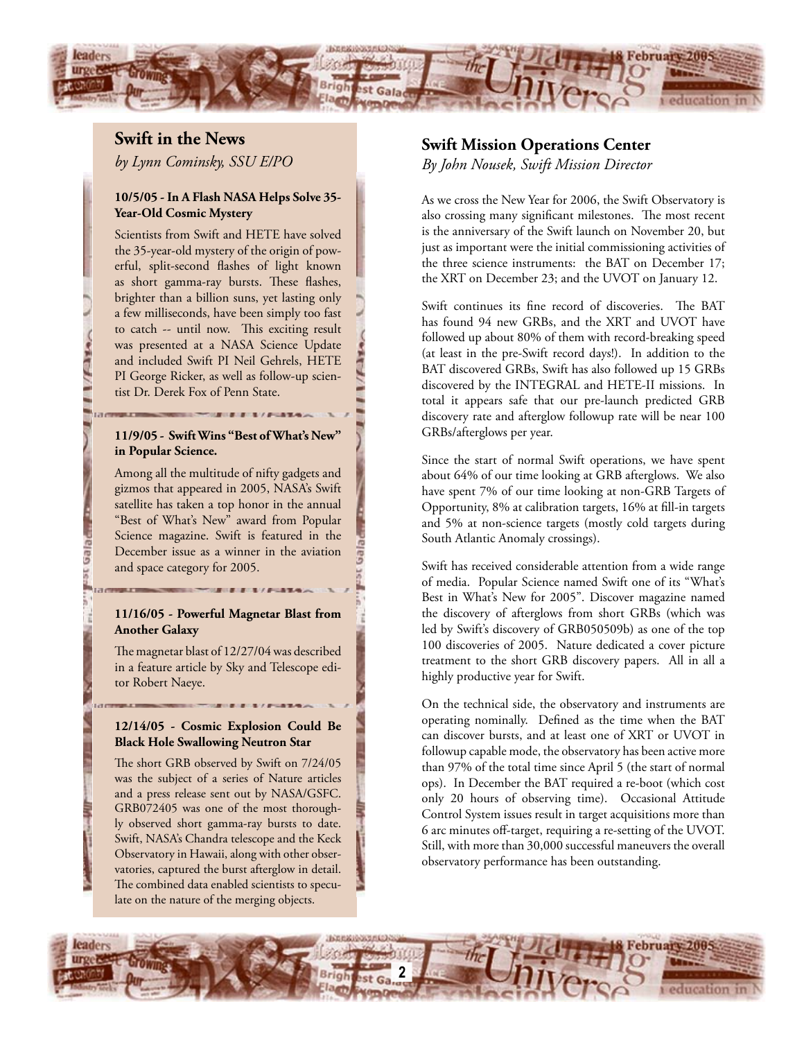## Swift in the News

*by Lynn Cominsky, SSU E/PO*

**10/5/05 - In A Flash NASA Helps Solve 35-Year-Old Cosmic Mystery**

Scientists from Swift and HETE have solved the 35-year-old mystery of the origin of powerful, split-second flashes of light known as short gamma-ray bursts. These flashes, brighter than a billion suns, yet lasting only a few milliseconds, have been simply too fast to catch -- until now. This exciting result was presented at a NASA Science Update and included Swift PI Neil Gehrels, HETE PI George Ricker, as well as follow-up scientist Dr. Derek Fox of Penn State.

**11/9/05 - Swift Wins "Best of What's New" in Popular Science.**

Among all the multitude of nifty gadgets and gizmos that appeared in 2005, NASA's Swift satellite has taken a top honor in the annual "Best of What's New" award from Popular Science magazine. Swift is featured in the December issue as a winner in the aviation and space category for 2005.

**11/16/05 - Powerful Magnetar Blast from Another Galaxy**

The magnetar blast of 12/27/04 was described in a feature article by Sky and Telescope editor Robert Naeye.

**12/14/05 - Cosmic Explosion Could Be Black Hole Swallowing Neutron Star**

The short GRB observed by Swift on 7/24/05 was the subject of a series of Nature articles and a press release sent out by NASA/GSFC. GRB072405 was one of the most thoroughly observed short gamma-ray bursts to date. Swift, NASA's Chandra telescope and the Keck Observatory in Hawaii, along with other observatories, captured the burst afterglow in detail. The combined data enabled scientists to speculate on the nature of the merging objects.

## Swift Mission Operations Center

*By John Nousek, Swift Mission Director*

As we cross the New Year for 2006, the Swift Observatory is also crossing many significant milestones. The most recent is the anniversary of the Swift launch on November 20, but just as important were the initial commissioning activities of the three science instruments: the BAT on December 17; the XRT on December 23; and the UVOT on January 12.

Swift continues its fine record of discoveries. The BAT has found 94 new GRBs, and the XRT and UVOT have followed up about 80% of them with record-breaking speed (at least in the pre-Swift record days!). In addition to the BAT discovered GRBs, Swift has also followed up 15 GRBs discovered by the INTEGRAL and HETE-II missions. In total it appears safe that our pre-launch predicted GRB discovery rate and afterglow followup rate will be near 100 GRBs/afterglows per year.

Since the start of normal Swift operations, we have spent about 64% of our time looking at GRB afterglows. We also have spent 7% of our time looking at non-GRB Targets of Opportunity, 8% at calibration targets, 16% at fill-in targets and 5% at non-science targets (mostly cold targets during South Atlantic Anomaly crossings).

Swift has received considerable attention from a wide range of media. Popular Science named Swift one of its "What's Best in What's New for 2005". Discover magazine named the discovery of afterglows from short GRBs (which was led by Swift's discovery of GRB050509b) as one of the top 100 discoveries of 2005. Nature dedicated a cover picture treatment to the short GRB discovery papers. All in all a highly productive year for Swift.

On the technical side, the observatory and instruments are operating nominally. Defined as the time when the BAT can discover bursts, and at least one of XRT or UVOT in followup capable mode, the observatory has been active more than 97% of the total time since April 5 (the start of normal ops). In December the BAT required a re-boot (which cost only 20 hours of observing time). Occasional Attitude Control System issues result in target acquisitions more than 6 arc minutes off-target, requiring a re-setting of the UVOT. Still, with more than 30,000 successful maneuvers the overall observatory performance has been outstanding.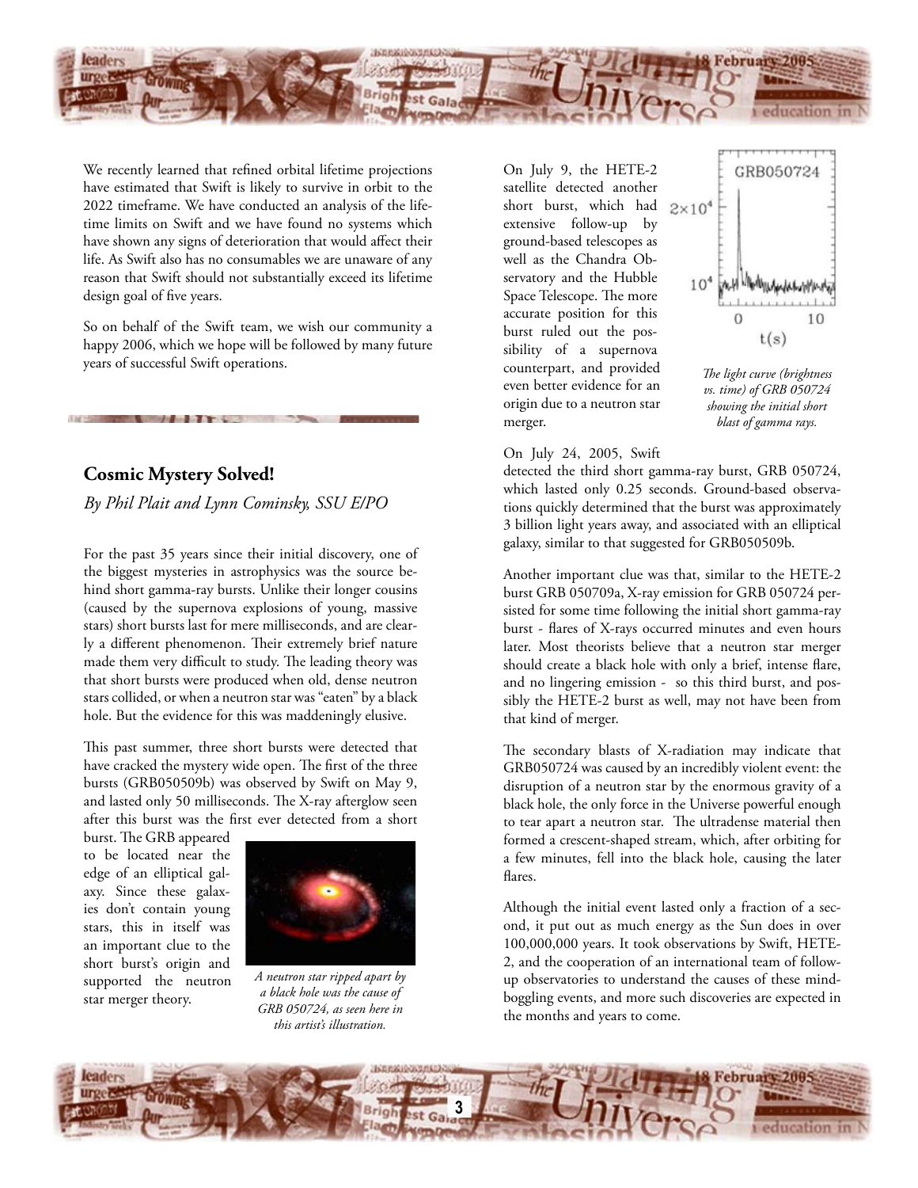We recently learned that refined orbital lifetime projections have estimated that Swift is likely to survive in orbit to the 2022 timeframe. We have conducted an analysis of the lifetime limits on Swift and we have found no systems which have shown any signs of deterioration that would affect their life. As Swift also has no consumables we are unaware of any reason that Swift should not substantially exceed its lifetime design goal of five years.

So on behalf of the Swift team, we wish our community a happy 2006, which we hope will be followed by many future years of successful Swift operations.

## Cosmic Mystery Solved!

*By Phil Plait and Lynn Cominsky, SSU E/PO*

For the past 35 years since their initial discovery, one of the biggest mysteries in astrophysics was the source behind short gamma-ray bursts. Unlike their longer cousins (caused by the supernova explosions of young, massive stars) short bursts last for mere milliseconds, and are clearly a different phenomenon. Their extremely brief nature made them very difficult to study. The leading theory was that short bursts were produced when old, dense neutron stars collided, or when a neutron star was "eaten" by a black hole. But the evidence for this was maddeningly elusive.

This past summer, three short bursts were detected that have cracked the mystery wide open. The first of the three bursts (GRB050509b) was observed by Swift on May 9, and lasted only 50 milliseconds. The X-ray afterglow seen after this burst was the first ever detected from a short burst. The GRB appeared to be located near the edge of an elliptical galaxy. Since these galaxies don't contain young stars, this in itself was an important clue to the short burst's origin and supported the neutron star merger theory.

*A neutron star ripped apart by a black hole was the cause of GRB 050724, as seen here in this artist's illustration.*

On July 9, the HETE-2 satellite detected another short burst, which had extensive follow-up by ground-based telescopes as well as the Chandra Observatory and the Hubble Space Telescope. The more accurate position for this burst ruled out the possibility of a supernova counterpart, and provided even better evidence for an origin due to a neutron star merger.

*The light curve (brightness vs. time) of GRB 050724 showing the initial short blast of gamma rays.*

On July 24, 2005, Swift detected the third short gamma-ray burst, GRB 050724, which lasted only 0.25 seconds. Ground-based observations quickly determined that the burst was approximately 3 billion light years away, and associated with an elliptical galaxy, similar to that suggested for GRB050509b.

Another important clue was that, similar to the HETE-2 burst GRB 050709a, X-ray emission for GRB 050724 persisted for some time following the initial short gamma-ray burst - flares of X-rays occurred minutes and even hours later. Most theorists believe that a neutron star merger should create a black hole with only a brief, intense flare, and no lingering emission - so this third burst, and possibly the HETE-2 burst as well, may not have been from that kind of merger.

The secondary blasts of X-radiation may indicate that GRB050724 was caused by an incredibly violent event: the disruption of a neutron star by the enormous gravity of a black hole, the only force in the Universe powerful enough to tear apart a neutron star. The ultradense material then formed a crescent-shaped stream, which, after orbiting for a few minutes, fell into the black hole, causing the later flares.

Although the initial event lasted only a fraction of a second, it put out as much energy as the Sun does in over 100,000,000 years. It took observations by Swift, HETE-2, and the cooperation of an international team of follow-up observatories to understand the causes of these mind-boggling events, and more such discoveries are expected in the months and years to come.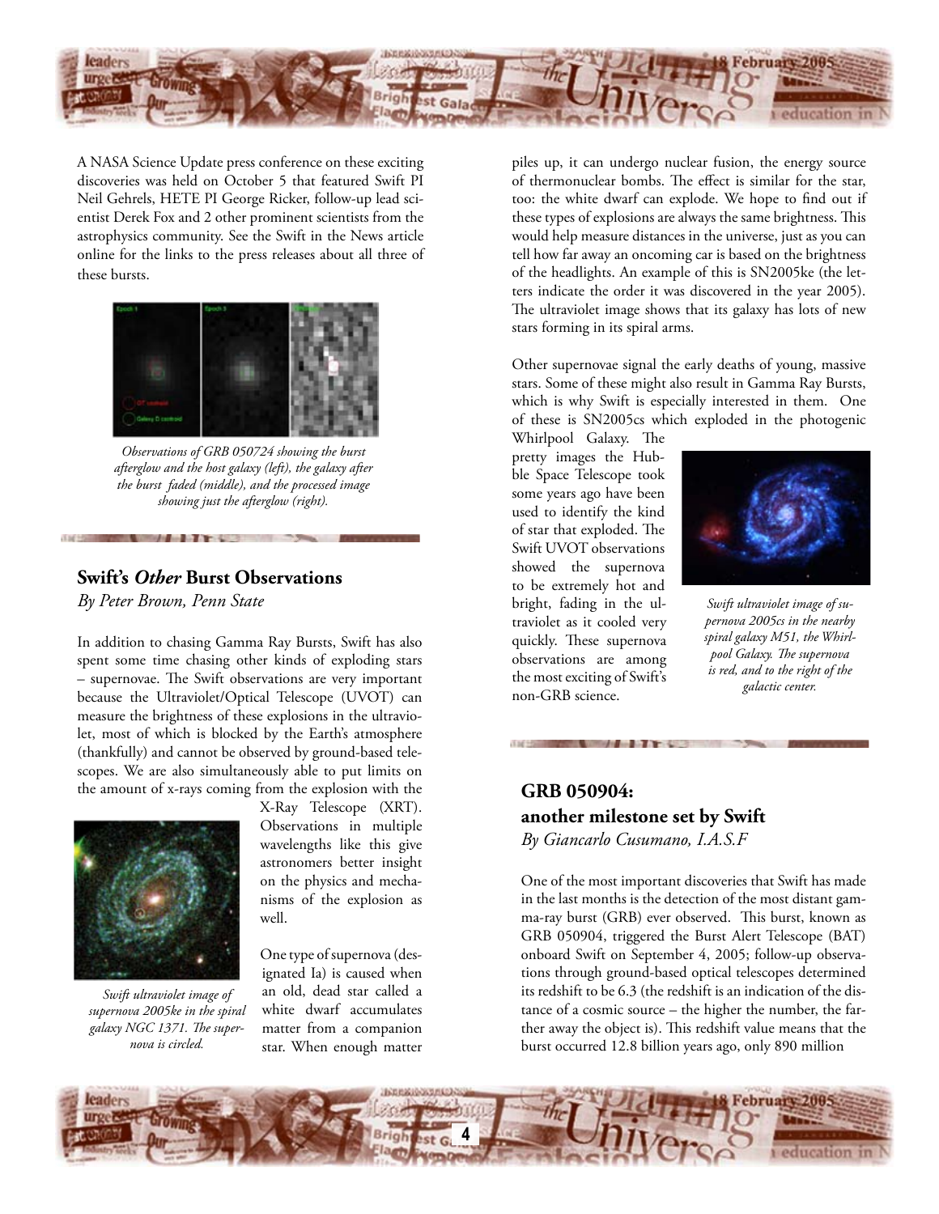A NASA Science Update press conference on these exciting discoveries was held on October 5 that featured Swift PI Neil Gehrels, HETE PI George Ricker, follow-up lead scientist Derek Fox and 2 other prominent scientists from the astrophysics community. See the Swift in the News article online for the links to the press releases about all three of these bursts.

*Observations of GRB 050724 showing the burst afterglow and the host galaxy (left), the galaxy after the burst faded (middle), and the processed image showing just the afterglow (right).*

## Swift's *Other* Burst Observations

*By Peter Brown, Penn State*

In addition to chasing Gamma Ray Bursts, Swift has also spent some time chasing other kinds of exploding stars – supernovae. The Swift observations are very important because the Ultraviolet/Optical Telescope (UVOT) can measure the brightness of these explosions in the ultraviolet, most of which is blocked by the Earth's atmosphere (thankfully) and cannot be observed by ground-based telescopes. We are also simultaneously able to put limits on the amount of x-rays coming from the explosion with the X-Ray Telescope (XRT). Observations in multiple wavelengths like this give astronomers better insight on the physics and mechanisms of the explosion as well.

*Swift ultraviolet image of supernova 2005ke in the spiral galaxy NGC 1371. The supernova is circled.*

One type of supernova (designated Ia) is caused when an old, dead star called a white dwarf accumulates matter from a companion star. When enough matter piles up, it can undergo nuclear fusion, the energy source of thermonuclear bombs. The effect is similar for the star, too: the white dwarf can explode. We hope to find out if these types of explosions are always the same brightness. This would help measure distances in the universe, just as you can tell how far away an oncoming car is based on the brightness of the headlights. An example of this is SN2005ke (the letters indicate the order it was discovered in the year 2005). The ultraviolet image shows that its galaxy has lots of new stars forming in its spiral arms.

Other supernovae signal the early deaths of young, massive stars. Some of these might also result in Gamma Ray Bursts, which is why Swift is especially interested in them. One of these is SN2005cs which exploded in the photogenic Whirlpool Galaxy. The pretty images the Hubble Space Telescope took some years ago have been used to identify the kind of star that exploded. The Swift UVOT observations showed the supernova to be extremely hot and bright, fading in the ultraviolet as it cooled very quickly. These supernova observations are among the most exciting of Swift's non-GRB science.

*Swift ultraviolet image of supernova 2005cs in the nearby spiral galaxy M51, the Whirlpool Galaxy. The supernova is red, and to the right of the galactic center.*

## GRB 050904: another milestone set by Swift

*By Giancarlo Cusumano, I.A.S.F*

One of the most important discoveries that Swift has made in the last months is the detection of the most distant gamma-ray burst (GRB) ever observed. This burst, known as GRB 050904, triggered the Burst Alert Telescope (BAT) onboard Swift on September 4, 2005; follow-up observations through ground-based optical telescopes determined its redshift to be 6.3 (the redshift is an indication of the distance of a cosmic source – the higher the number, the farther away the object is). This redshift value means that the burst occurred 12.8 billion years ago, only 890 million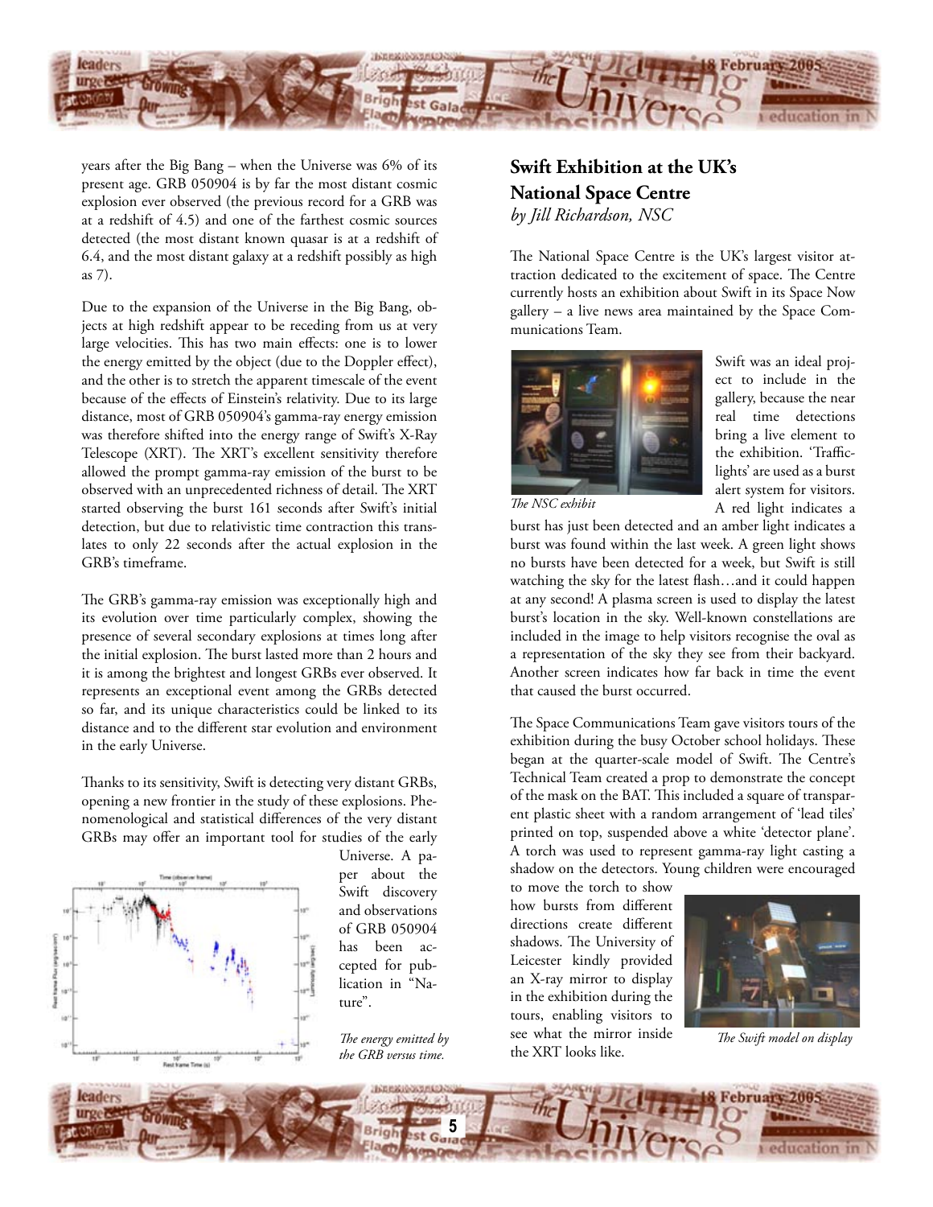years after the Big Bang – when the Universe was 6% of its present age. GRB 050904 is by far the most distant cosmic explosion ever observed (the previous record for a GRB was at a redshift of 4.5) and one of the farthest cosmic sources detected (the most distant known quasar is at a redshift of 6.4, and the most distant galaxy at a redshift possibly as high as 7).

Due to the expansion of the Universe in the Big Bang, objects at high redshift appear to be receding from us at very large velocities. This has two main effects: one is to lower the energy emitted by the object (due to the Doppler effect), and the other is to stretch the apparent timescale of the event because of the effects of Einstein's relativity. Due to its large distance, most of GRB 050904's gamma-ray energy emission was therefore shifted into the energy range of Swift's X-Ray Telescope (XRT). The XRT's excellent sensitivity therefore allowed the prompt gamma-ray emission of the burst to be observed with an unprecedented richness of detail. The XRT started observing the burst 161 seconds after Swift's initial detection, but due to relativistic time contraction this translates to only 22 seconds after the actual explosion in the GRB's timeframe.

The GRB's gamma-ray emission was exceptionally high and its evolution over time particularly complex, showing the presence of several secondary explosions at times long after the initial explosion. The burst lasted more than 2 hours and it is among the brightest and longest GRBs ever observed. It represents an exceptional event among the GRBs detected so far, and its unique characteristics could be linked to its distance and to the different star evolution and environment in the early Universe.

Thanks to its sensitivity, Swift is detecting very distant GRBs, opening a new frontier in the study of these explosions. Phenomenological and statistical differences of the very distant GRBs may offer an important tool for studies of the early Universe. A paper about the Swift discovery and observations of GRB 050904 has been accepted for publication in "Nature".

*The energy emitted by the GRB versus time.*

## Swift Exhibition at the UK's National Space Centre

*by Jill Richardson, NSC*

The National Space Centre is the UK's largest visitor attraction dedicated to the excitement of space. The Centre currently hosts an exhibition about Swift in its Space Now gallery – a live news area maintained by the Space Communications Team.

*The NSC exhibit*

Swift was an ideal project to include in the gallery, because the near real time detections bring a live element to the exhibition. 'Traffic-lights' are used as a burst alert system for visitors. A red light indicates a burst has just been detected and an amber light indicates a burst was found within the last week. A green light shows no bursts have been detected for a week, but Swift is still watching the sky for the latest flash…and it could happen at any second! A plasma screen is used to display the latest burst's location in the sky. Well-known constellations are included in the image to help visitors recognise the oval as a representation of the sky they see from their backyard. Another screen indicates how far back in time the event that caused the burst occurred.

The Space Communications Team gave visitors tours of the exhibition during the busy October school holidays. These began at the quarter-scale model of Swift. The Centre's Technical Team created a prop to demonstrate the concept of the mask on the BAT. This included a square of transparent plastic sheet with a random arrangement of 'lead tiles' printed on top, suspended above a white 'detector plane'. A torch was used to represent gamma-ray light casting a shadow on the detectors. Young children were encouraged to move the torch to show how bursts from different directions create different shadows. The University of Leicester kindly provided an X-ray mirror to display in the exhibition during the tours, enabling visitors to see what the mirror inside the XRT looks like.

*The Swift model on display*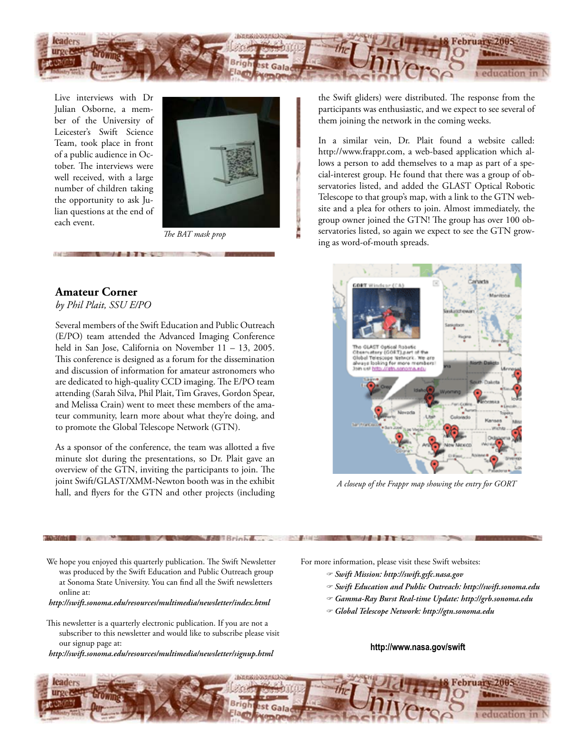Live interviews with Dr Julian Osborne, a member of the University of Leicester's Swift Science Team, took place in front of a public audience in October. The interviews were well received, with a large number of children taking the opportunity to ask Julian questions at the end of each event.

*The BAT mask prop*

## Amateur Corner

*by Phil Plait, SSU E/PO*

Several members of the Swift Education and Public Outreach (E/PO) team attended the Advanced Imaging Conference held in San Jose, California on November 11 – 13, 2005. This conference is designed as a forum for the dissemination and discussion of information for amateur astronomers who are dedicated to high-quality CCD imaging. The E/PO team attending (Sarah Silva, Phil Plait, Tim Graves, Gordon Spear, and Melissa Crain) went to meet these members of the amateur community, learn more about what they're doing, and to promote the Global Telescope Network (GTN).

As a sponsor of the conference, the team was allotted a five minute slot during the presentations, so Dr. Plait gave an overview of the GTN, inviting the participants to join. The joint Swift/GLAST/XMM-Newton booth was in the exhibit hall, and flyers for the GTN and other projects (including the Swift gliders) were distributed. The response from the participants was enthusiastic, and we expect to see several of them joining the network in the coming weeks.

In a similar vein, Dr. Plait found a website called: http://www.frappr.com, a web-based application which allows a person to add themselves to a map as part of a special-interest group. He found that there was a group of observatories listed, and added the GLAST Optical Robotic Telescope to that group's map, with a link to the GTN website and a plea for others to join. Almost immediately, the group owner joined the GTN! The group has over 100 observatories listed, so again we expect to see the GTN growing as word-of-mouth spreads.

*A closeup of the Frappr map showing the entry for GORT*

---

We hope you enjoyed this quarterly publication. The Swift Newsletter was produced by the Swift Education and Public Outreach group at Sonoma State University. You can find all the Swift newsletters online at:

***http://swift.sonoma.edu/resources/multimedia/newsletter/index.html***

This newsletter is a quarterly electronic publication. If you are not a subscriber to this newsletter and would like to subscribe please visit our signup page at:

***http://swift.sonoma.edu/resources/multimedia/newsletter/signup.html***

For more information, please visit these Swift websites:

- ***Swift Mission: http://swift.gsfc.nasa.gov***
- ***Swift Education and Public Outreach: http://swift.sonoma.edu***
- ***Gamma-Ray Burst Real-time Update: http://grb.sonoma.edu***
- ***Global Telescope Network: http://gtn.sonoma.edu***

**http://www.nasa.gov/swift**